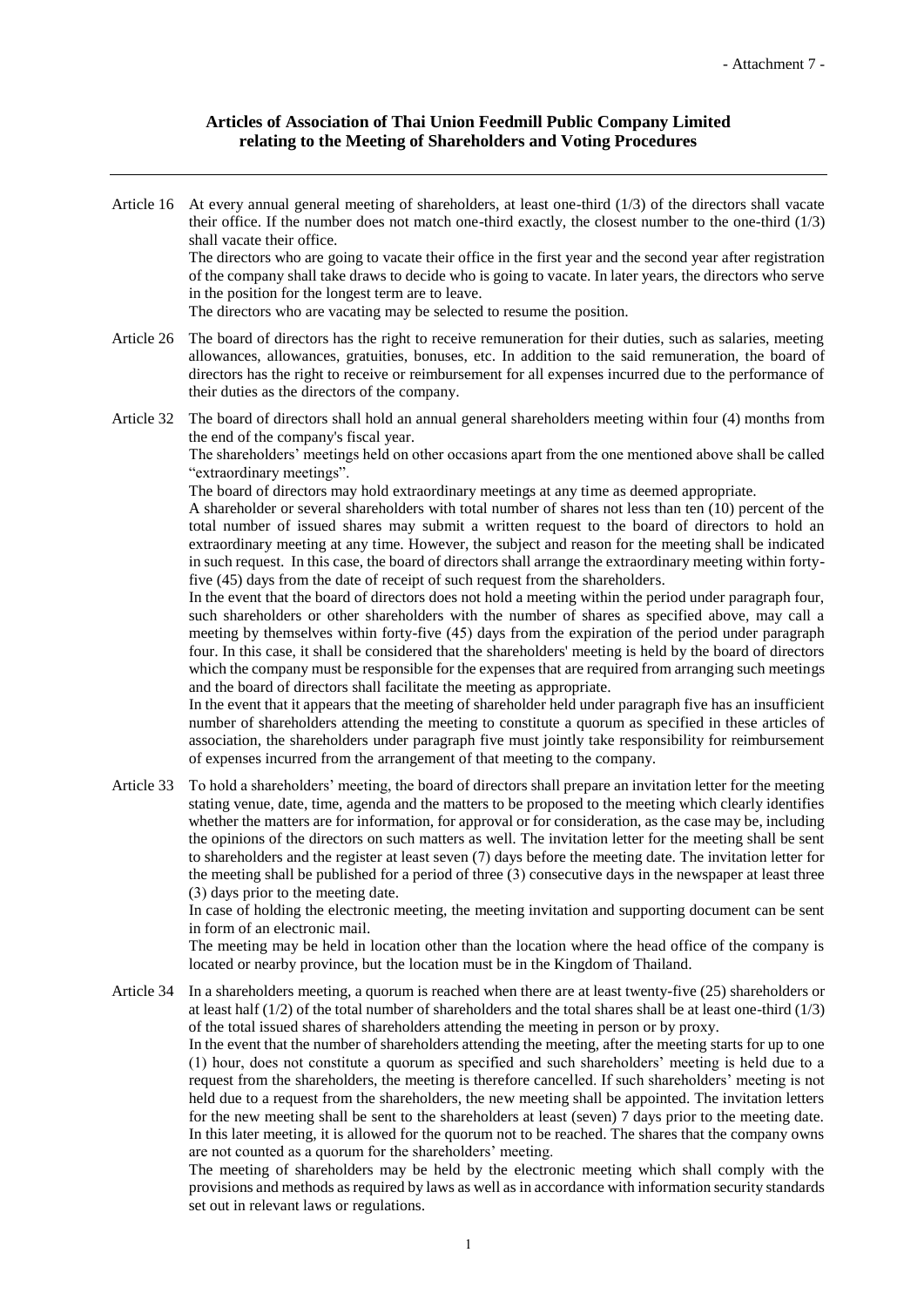- Attachment 7 -

**Articles of Association of Thai Union Feedmill Public Company Limited relating to the Meeting of Shareholders and Voting Procedures**

---

Article 16 At every annual general meeting of shareholders, at least one-third (1/3) of the directors shall vacate their office. If the number does not match one-third exactly, the closest number to the one-third (1/3) shall vacate their office.

The directors who are going to vacate their office in the first year and the second year after registration of the company shall take draws to decide who is going to vacate. In later years, the directors who serve in the position for the longest term are to leave.

The directors who are vacating may be selected to resume the position.

Article 26 The board of directors has the right to receive remuneration for their duties, such as salaries, meeting allowances, allowances, gratuities, bonuses, etc. In addition to the said remuneration, the board of directors has the right to receive or reimbursement for all expenses incurred due to the performance of their duties as the directors of the company.

Article 32 The board of directors shall hold an annual general shareholders meeting within four (4) months from the end of the company's fiscal year.

The shareholders' meetings held on other occasions apart from the one mentioned above shall be called "extraordinary meetings".

The board of directors may hold extraordinary meetings at any time as deemed appropriate.

A shareholder or several shareholders with total number of shares not less than ten (10) percent of the total number of issued shares may submit a written request to the board of directors to hold an extraordinary meeting at any time. However, the subject and reason for the meeting shall be indicated in such request. In this case, the board of directors shall arrange the extraordinary meeting within forty-five (45) days from the date of receipt of such request from the shareholders.

In the event that the board of directors does not hold a meeting within the period under paragraph four, such shareholders or other shareholders with the number of shares as specified above, may call a meeting by themselves within forty-five (45) days from the expiration of the period under paragraph four. In this case, it shall be considered that the shareholders' meeting is held by the board of directors which the company must be responsible for the expenses that are required from arranging such meetings and the board of directors shall facilitate the meeting as appropriate.

In the event that it appears that the meeting of shareholder held under paragraph five has an insufficient number of shareholders attending the meeting to constitute a quorum as specified in these articles of association, the shareholders under paragraph five must jointly take responsibility for reimbursement of expenses incurred from the arrangement of that meeting to the company.

Article 33 To hold a shareholders' meeting, the board of directors shall prepare an invitation letter for the meeting stating venue, date, time, agenda and the matters to be proposed to the meeting which clearly identifies whether the matters are for information, for approval or for consideration, as the case may be, including the opinions of the directors on such matters as well. The invitation letter for the meeting shall be sent to shareholders and the register at least seven (7) days before the meeting date. The invitation letter for the meeting shall be published for a period of three (3) consecutive days in the newspaper at least three (3) days prior to the meeting date.

In case of holding the electronic meeting, the meeting invitation and supporting document can be sent in form of an electronic mail.

The meeting may be held in location other than the location where the head office of the company is located or nearby province, but the location must be in the Kingdom of Thailand.

Article 34 In a shareholders meeting, a quorum is reached when there are at least twenty-five (25) shareholders or at least half (1/2) of the total number of shareholders and the total shares shall be at least one-third (1/3) of the total issued shares of shareholders attending the meeting in person or by proxy.

In the event that the number of shareholders attending the meeting, after the meeting starts for up to one (1) hour, does not constitute a quorum as specified and such shareholders' meeting is held due to a request from the shareholders, the meeting is therefore cancelled. If such shareholders' meeting is not held due to a request from the shareholders, the new meeting shall be appointed. The invitation letters for the new meeting shall be sent to the shareholders at least (seven) 7 days prior to the meeting date. In this later meeting, it is allowed for the quorum not to be reached. The shares that the company owns are not counted as a quorum for the shareholders' meeting.

The meeting of shareholders may be held by the electronic meeting which shall comply with the provisions and methods as required by laws as well as in accordance with information security standards set out in relevant laws or regulations.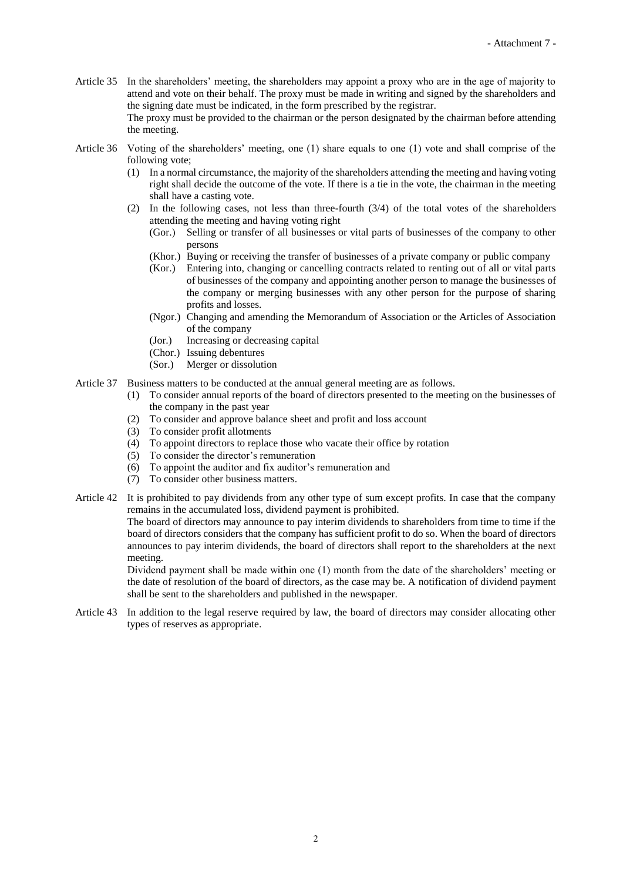- Attachment 7 -

Article 35 In the shareholders' meeting, the shareholders may appoint a proxy who are in the age of majority to attend and vote on their behalf. The proxy must be made in writing and signed by the shareholders and the signing date must be indicated, in the form prescribed by the registrar.

The proxy must be provided to the chairman or the person designated by the chairman before attending the meeting.

Article 36 Voting of the shareholders' meeting, one (1) share equals to one (1) vote and shall comprise of the following vote;

(1) In a normal circumstance, the majority of the shareholders attending the meeting and having voting right shall decide the outcome of the vote. If there is a tie in the vote, the chairman in the meeting shall have a casting vote.

(2) In the following cases, not less than three-fourth (3/4) of the total votes of the shareholders attending the meeting and having voting right

(Gor.) Selling or transfer of all businesses or vital parts of businesses of the company to other persons

(Khor.) Buying or receiving the transfer of businesses of a private company or public company

(Kor.) Entering into, changing or cancelling contracts related to renting out of all or vital parts of businesses of the company and appointing another person to manage the businesses of the company or merging businesses with any other person for the purpose of sharing profits and losses.

(Ngor.) Changing and amending the Memorandum of Association or the Articles of Association of the company

(Jor.) Increasing or decreasing capital

(Chor.) Issuing debentures

(Sor.) Merger or dissolution

Article 37 Business matters to be conducted at the annual general meeting are as follows.

(1) To consider annual reports of the board of directors presented to the meeting on the businesses of the company in the past year
(2) To consider and approve balance sheet and profit and loss account
(3) To consider profit allotments
(4) To appoint directors to replace those who vacate their office by rotation
(5) To consider the director's remuneration
(6) To appoint the auditor and fix auditor's remuneration and
(7) To consider other business matters.

Article 42 It is prohibited to pay dividends from any other type of sum except profits. In case that the company remains in the accumulated loss, dividend payment is prohibited.

The board of directors may announce to pay interim dividends to shareholders from time to time if the board of directors considers that the company has sufficient profit to do so. When the board of directors announces to pay interim dividends, the board of directors shall report to the shareholders at the next meeting.

Dividend payment shall be made within one (1) month from the date of the shareholders' meeting or the date of resolution of the board of directors, as the case may be. A notification of dividend payment shall be sent to the shareholders and published in the newspaper.

Article 43 In addition to the legal reserve required by law, the board of directors may consider allocating other types of reserves as appropriate.